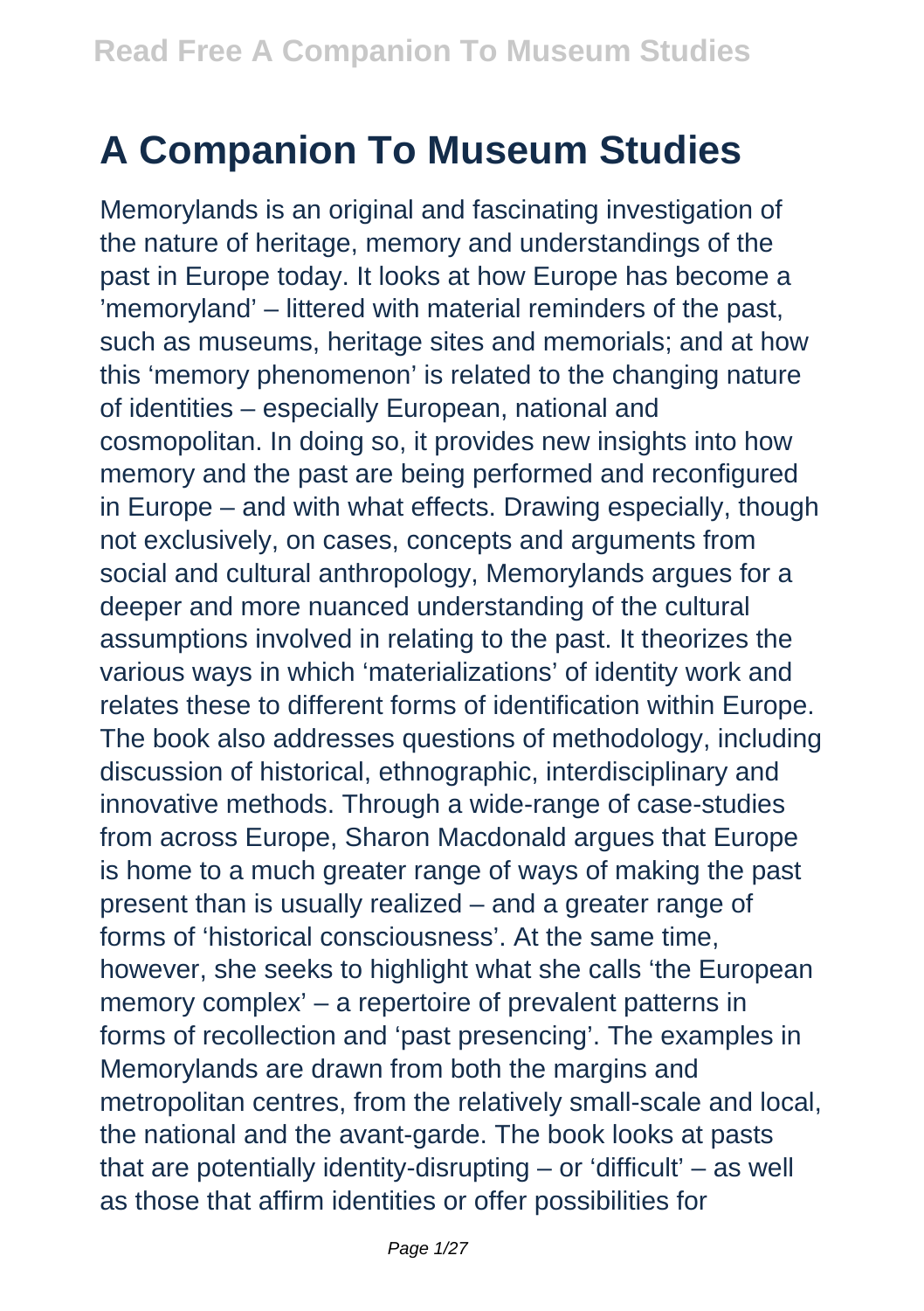# A Companion To Museum Studies

Memorylands is an original and fascinating investigation of the nature of heritage, memory and understandings of the past in Europe today. It looks at how Europe has become a 'memoryland' – littered with material reminders of the past, such as museums, heritage sites and memorials; and at how this 'memory phenomenon' is related to the changing nature of identities – especially European, national and cosmopolitan. In doing so, it provides new insights into how memory and the past are being performed and reconfigured in Europe – and with what effects. Drawing especially, though not exclusively, on cases, concepts and arguments from social and cultural anthropology, Memorylands argues for a deeper and more nuanced understanding of the cultural assumptions involved in relating to the past. It theorizes the various ways in which 'materializations' of identity work and relates these to different forms of identification within Europe. The book also addresses questions of methodology, including discussion of historical, ethnographic, interdisciplinary and innovative methods. Through a wide-range of case-studies from across Europe, Sharon Macdonald argues that Europe is home to a much greater range of ways of making the past present than is usually realized – and a greater range of forms of 'historical consciousness'. At the same time, however, she seeks to highlight what she calls 'the European memory complex' – a repertoire of prevalent patterns in forms of recollection and 'past presencing'. The examples in Memorylands are drawn from both the margins and metropolitan centres, from the relatively small-scale and local, the national and the avant-garde. The book looks at pasts that are potentially identity-disrupting – or 'difficult' – as well as those that affirm identities or offer possibilities for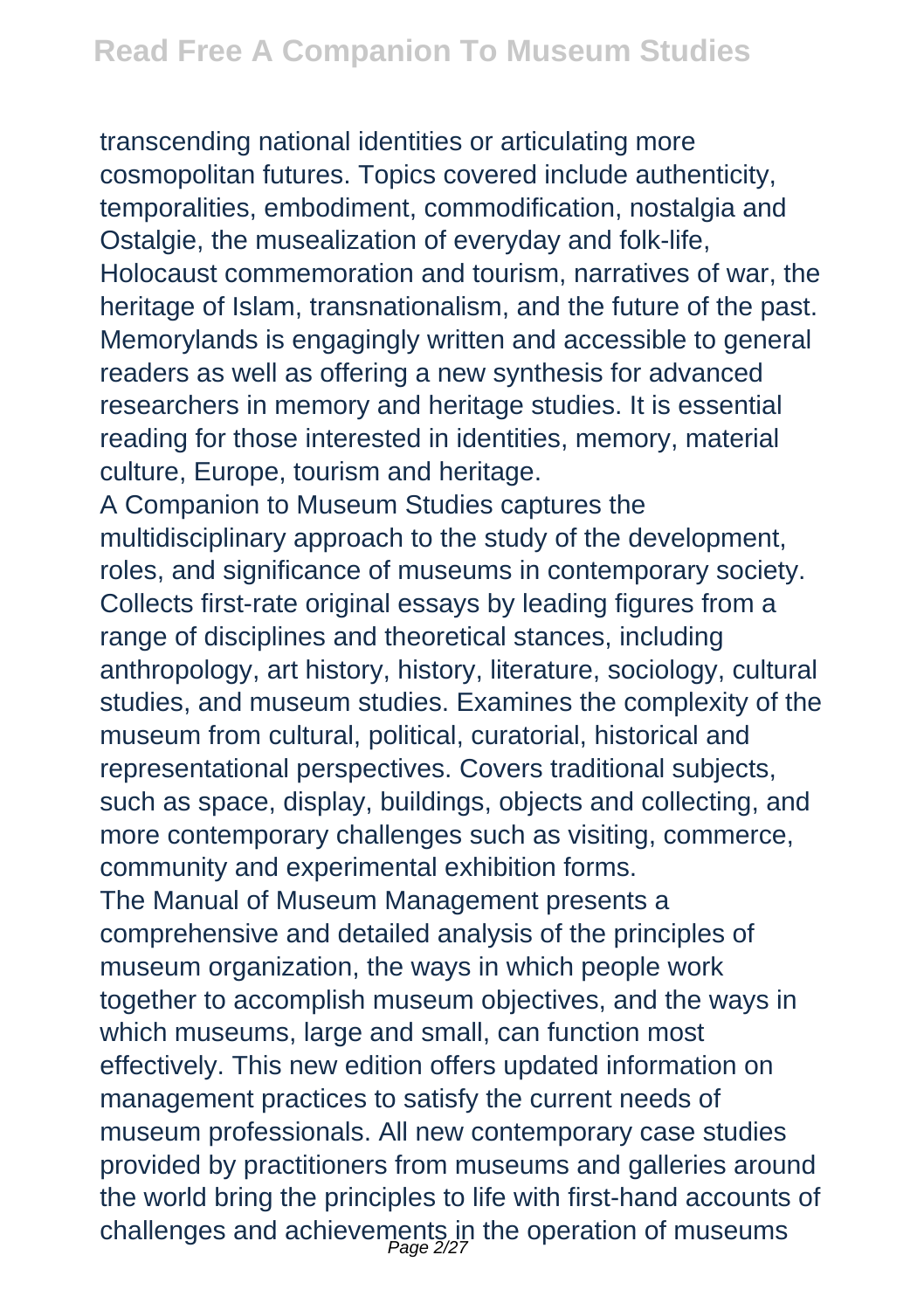transcending national identities or articulating more cosmopolitan futures. Topics covered include authenticity, temporalities, embodiment, commodification, nostalgia and Ostalgie, the musealization of everyday and folk-life, Holocaust commemoration and tourism, narratives of war, the heritage of Islam, transnationalism, and the future of the past. Memorylands is engagingly written and accessible to general readers as well as offering a new synthesis for advanced researchers in memory and heritage studies. It is essential reading for those interested in identities, memory, material culture, Europe, tourism and heritage.

A Companion to Museum Studies captures the multidisciplinary approach to the study of the development, roles, and significance of museums in contemporary society. Collects first-rate original essays by leading figures from a range of disciplines and theoretical stances, including anthropology, art history, history, literature, sociology, cultural studies, and museum studies. Examines the complexity of the museum from cultural, political, curatorial, historical and representational perspectives. Covers traditional subjects, such as space, display, buildings, objects and collecting, and more contemporary challenges such as visiting, commerce, community and experimental exhibition forms.

The Manual of Museum Management presents a comprehensive and detailed analysis of the principles of museum organization, the ways in which people work together to accomplish museum objectives, and the ways in which museums, large and small, can function most effectively. This new edition offers updated information on management practices to satisfy the current needs of museum professionals. All new contemporary case studies provided by practitioners from museums and galleries around the world bring the principles to life with first-hand accounts of challenges and achievements in the operation of museums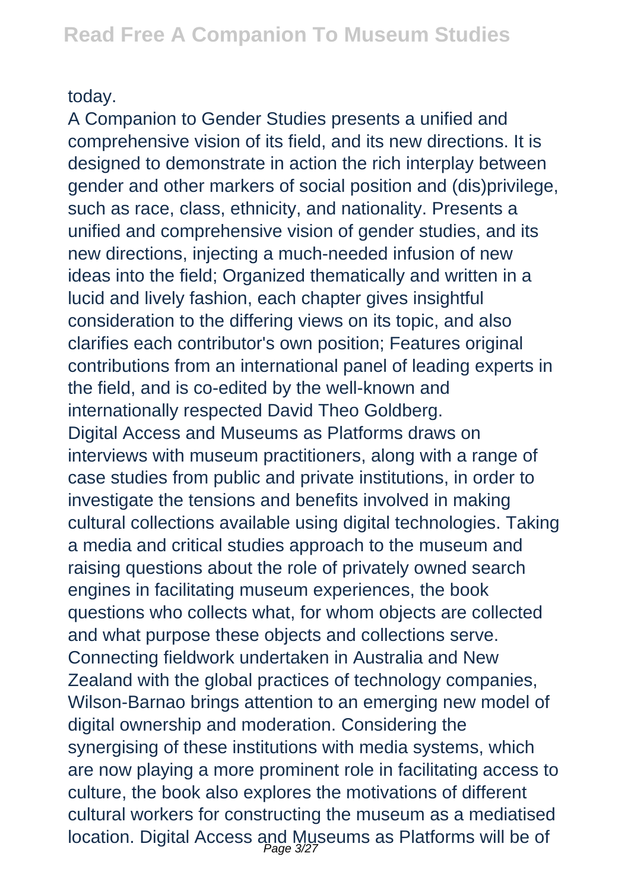today.

A Companion to Gender Studies presents a unified and comprehensive vision of its field, and its new directions. It is designed to demonstrate in action the rich interplay between gender and other markers of social position and (dis)privilege, such as race, class, ethnicity, and nationality. Presents a unified and comprehensive vision of gender studies, and its new directions, injecting a much-needed infusion of new ideas into the field; Organized thematically and written in a lucid and lively fashion, each chapter gives insightful consideration to the differing views on its topic, and also clarifies each contributor's own position; Features original contributions from an international panel of leading experts in the field, and is co-edited by the well-known and internationally respected David Theo Goldberg.

Digital Access and Museums as Platforms draws on interviews with museum practitioners, along with a range of case studies from public and private institutions, in order to investigate the tensions and benefits involved in making cultural collections available using digital technologies. Taking a media and critical studies approach to the museum and raising questions about the role of privately owned search engines in facilitating museum experiences, the book questions who collects what, for whom objects are collected and what purpose these objects and collections serve. Connecting fieldwork undertaken in Australia and New Zealand with the global practices of technology companies, Wilson-Barnao brings attention to an emerging new model of digital ownership and moderation. Considering the synergising of these institutions with media systems, which are now playing a more prominent role in facilitating access to culture, the book also explores the motivations of different cultural workers for constructing the museum as a mediatised location. Digital Access and Museums as Platforms will be of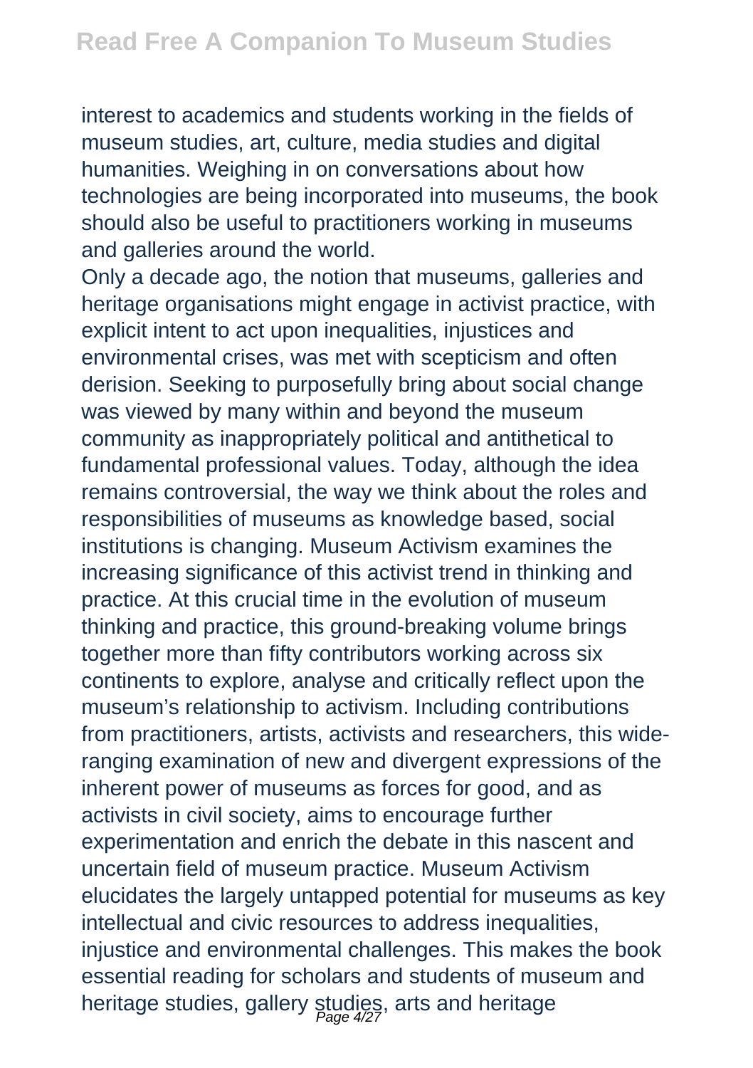interest to academics and students working in the fields of museum studies, art, culture, media studies and digital humanities. Weighing in on conversations about how technologies are being incorporated into museums, the book should also be useful to practitioners working in museums and galleries around the world.

Only a decade ago, the notion that museums, galleries and heritage organisations might engage in activist practice, with explicit intent to act upon inequalities, injustices and environmental crises, was met with scepticism and often derision. Seeking to purposefully bring about social change was viewed by many within and beyond the museum community as inappropriately political and antithetical to fundamental professional values. Today, although the idea remains controversial, the way we think about the roles and responsibilities of museums as knowledge based, social institutions is changing. Museum Activism examines the increasing significance of this activist trend in thinking and practice. At this crucial time in the evolution of museum thinking and practice, this ground-breaking volume brings together more than fifty contributors working across six continents to explore, analyse and critically reflect upon the museum's relationship to activism. Including contributions from practitioners, artists, activists and researchers, this wide-ranging examination of new and divergent expressions of the inherent power of museums as forces for good, and as activists in civil society, aims to encourage further experimentation and enrich the debate in this nascent and uncertain field of museum practice. Museum Activism elucidates the largely untapped potential for museums as key intellectual and civic resources to address inequalities, injustice and environmental challenges. This makes the book essential reading for scholars and students of museum and heritage studies, gallery studies, arts and heritage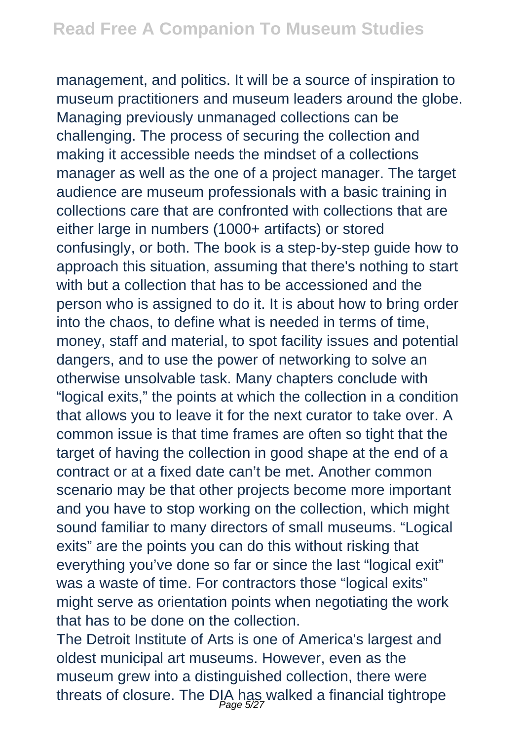management, and politics. It will be a source of inspiration to museum practitioners and museum leaders around the globe.

Managing previously unmanaged collections can be challenging. The process of securing the collection and making it accessible needs the mindset of a collections manager as well as the one of a project manager. The target audience are museum professionals with a basic training in collections care that are confronted with collections that are either large in numbers (1000+ artifacts) or stored confusingly, or both. The book is a step-by-step guide how to approach this situation, assuming that there's nothing to start with but a collection that has to be accessioned and the person who is assigned to do it. It is about how to bring order into the chaos, to define what is needed in terms of time, money, staff and material, to spot facility issues and potential dangers, and to use the power of networking to solve an otherwise unsolvable task. Many chapters conclude with "logical exits," the points at which the collection in a condition that allows you to leave it for the next curator to take over. A common issue is that time frames are often so tight that the target of having the collection in good shape at the end of a contract or at a fixed date can't be met. Another common scenario may be that other projects become more important and you have to stop working on the collection, which might sound familiar to many directors of small museums. "Logical exits" are the points you can do this without risking that everything you've done so far or since the last "logical exit" was a waste of time. For contractors those "logical exits" might serve as orientation points when negotiating the work that has to be done on the collection.

The Detroit Institute of Arts is one of America's largest and oldest municipal art museums. However, even as the museum grew into a distinguished collection, there were threats of closure. The DIA has walked a financial tightrope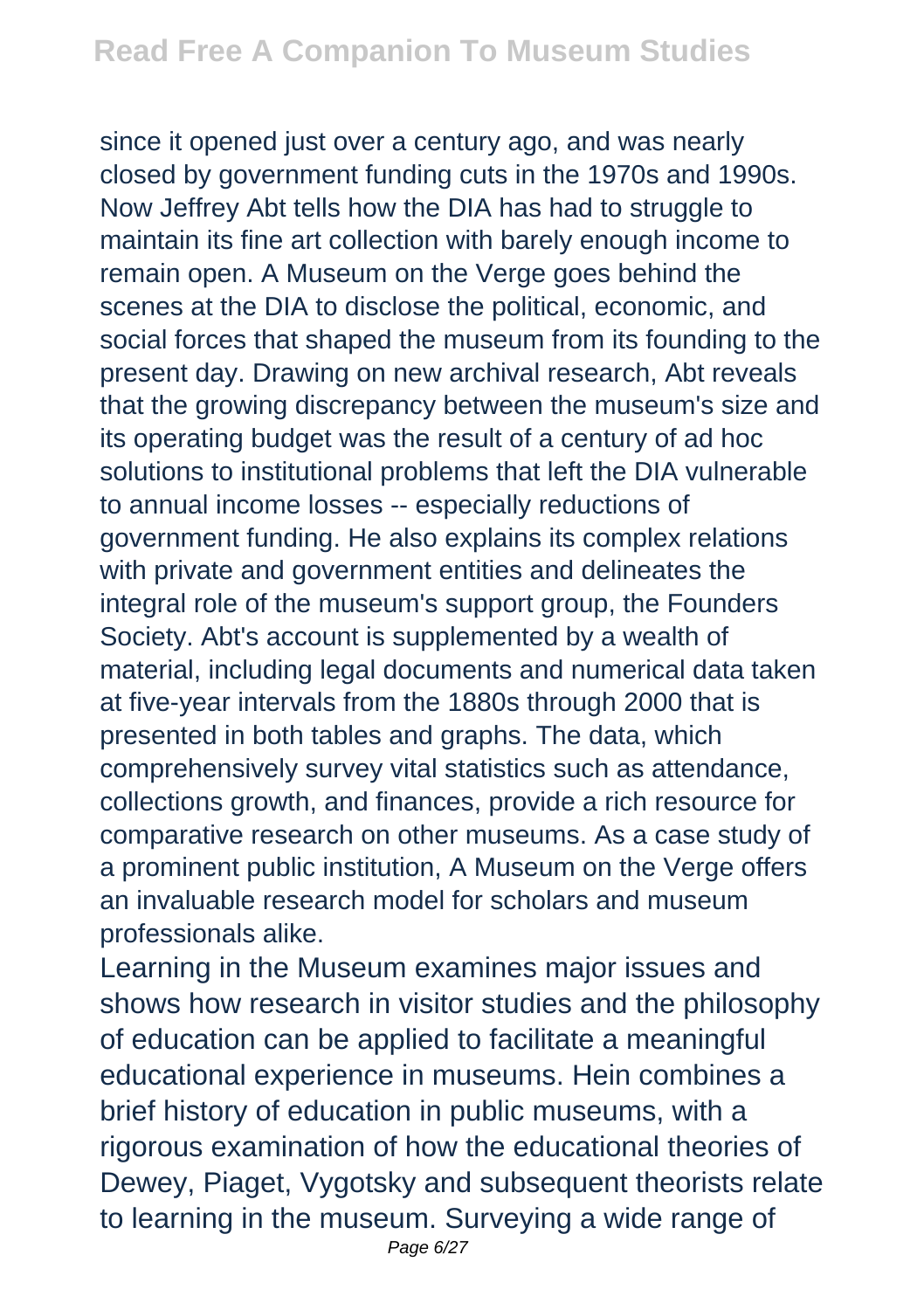since it opened just over a century ago, and was nearly closed by government funding cuts in the 1970s and 1990s. Now Jeffrey Abt tells how the DIA has had to struggle to maintain its fine art collection with barely enough income to remain open. A Museum on the Verge goes behind the scenes at the DIA to disclose the political, economic, and social forces that shaped the museum from its founding to the present day. Drawing on new archival research, Abt reveals that the growing discrepancy between the museum's size and its operating budget was the result of a century of ad hoc solutions to institutional problems that left the DIA vulnerable to annual income losses -- especially reductions of government funding. He also explains its complex relations with private and government entities and delineates the integral role of the museum's support group, the Founders Society. Abt's account is supplemented by a wealth of material, including legal documents and numerical data taken at five-year intervals from the 1880s through 2000 that is presented in both tables and graphs. The data, which comprehensively survey vital statistics such as attendance, collections growth, and finances, provide a rich resource for comparative research on other museums. As a case study of a prominent public institution, A Museum on the Verge offers an invaluable research model for scholars and museum professionals alike.

Learning in the Museum examines major issues and shows how research in visitor studies and the philosophy of education can be applied to facilitate a meaningful educational experience in museums. Hein combines a brief history of education in public museums, with a rigorous examination of how the educational theories of Dewey, Piaget, Vygotsky and subsequent theorists relate to learning in the museum. Surveying a wide range of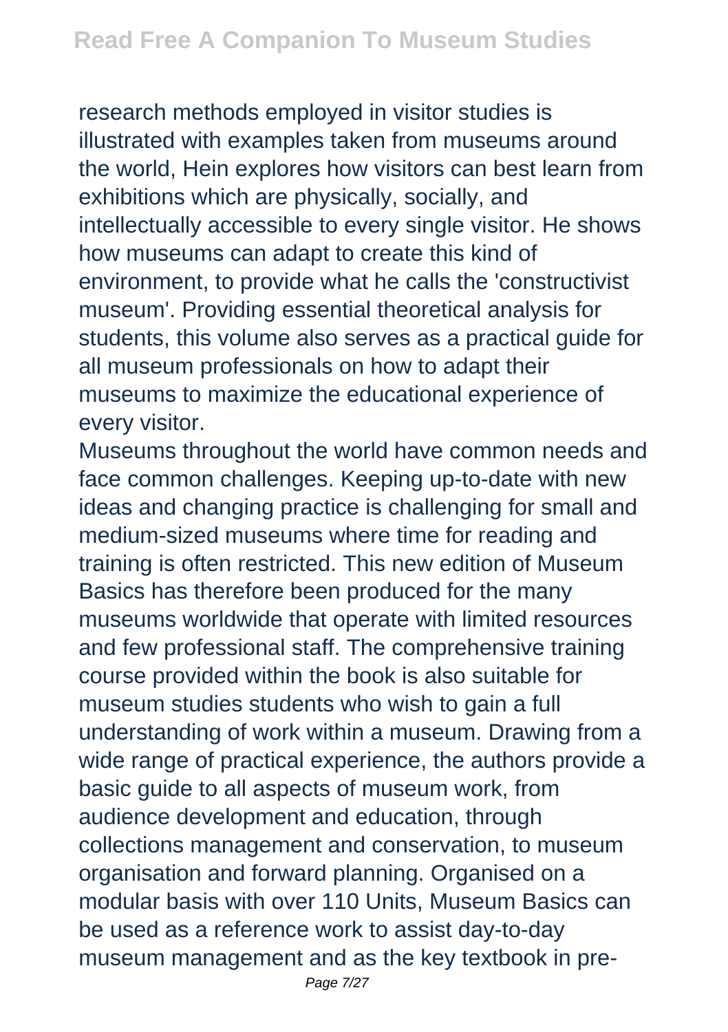research methods employed in visitor studies is illustrated with examples taken from museums around the world, Hein explores how visitors can best learn from exhibitions which are physically, socially, and intellectually accessible to every single visitor. He shows how museums can adapt to create this kind of environment, to provide what he calls the 'constructivist museum'. Providing essential theoretical analysis for students, this volume also serves as a practical guide for all museum professionals on how to adapt their museums to maximize the educational experience of every visitor.

Museums throughout the world have common needs and face common challenges. Keeping up-to-date with new ideas and changing practice is challenging for small and medium-sized museums where time for reading and training is often restricted. This new edition of Museum Basics has therefore been produced for the many museums worldwide that operate with limited resources and few professional staff. The comprehensive training course provided within the book is also suitable for museum studies students who wish to gain a full understanding of work within a museum. Drawing from a wide range of practical experience, the authors provide a basic guide to all aspects of museum work, from audience development and education, through collections management and conservation, to museum organisation and forward planning. Organised on a modular basis with over 110 Units, Museum Basics can be used as a reference work to assist day-to-day museum management and as the key textbook in pre-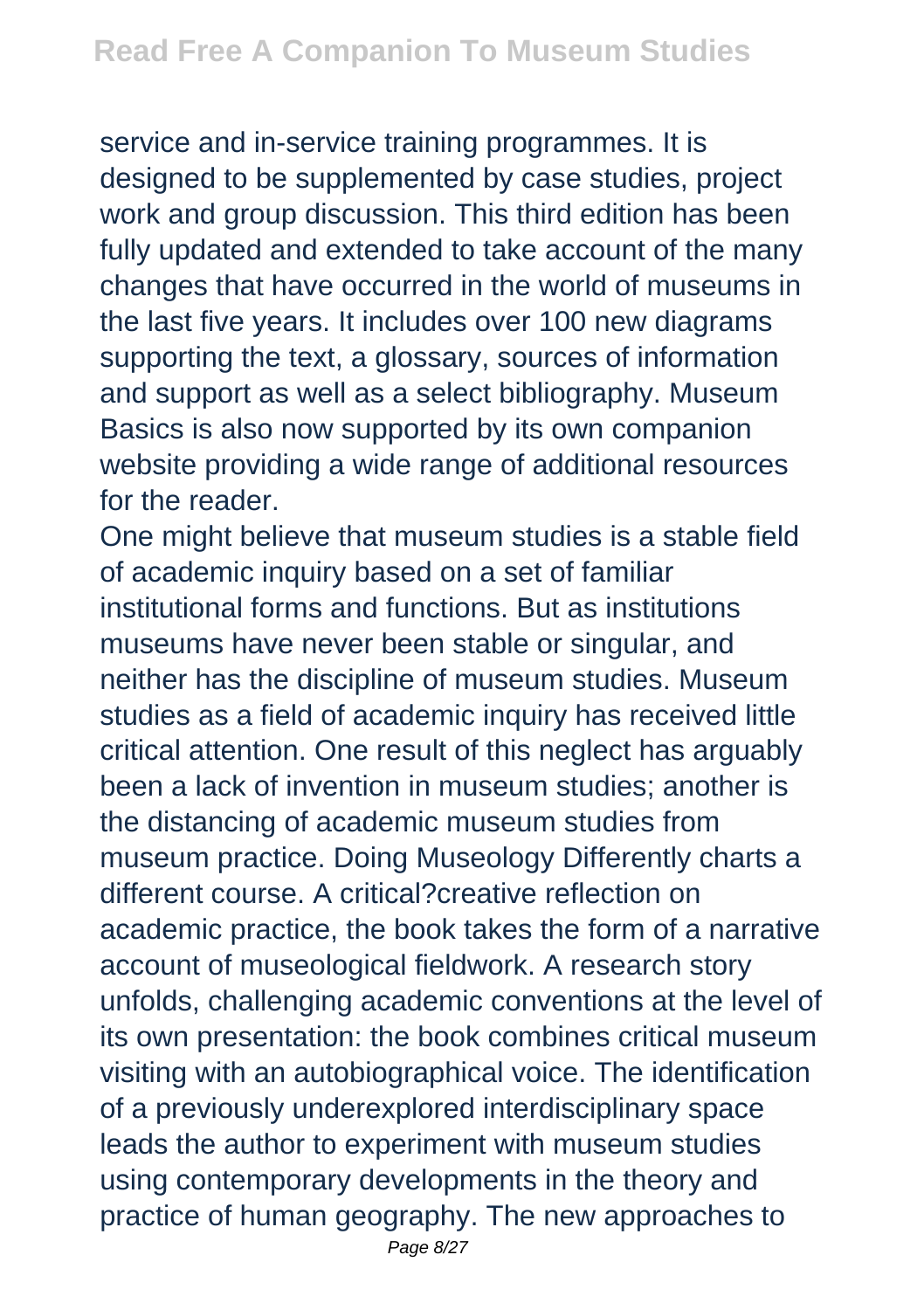service and in-service training programmes. It is designed to be supplemented by case studies, project work and group discussion. This third edition has been fully updated and extended to take account of the many changes that have occurred in the world of museums in the last five years. It includes over 100 new diagrams supporting the text, a glossary, sources of information and support as well as a select bibliography. Museum Basics is also now supported by its own companion website providing a wide range of additional resources for the reader.

One might believe that museum studies is a stable field of academic inquiry based on a set of familiar institutional forms and functions. But as institutions museums have never been stable or singular, and neither has the discipline of museum studies. Museum studies as a field of academic inquiry has received little critical attention. One result of this neglect has arguably been a lack of invention in museum studies; another is the distancing of academic museum studies from museum practice. Doing Museology Differently charts a different course. A critical?creative reflection on academic practice, the book takes the form of a narrative account of museological fieldwork. A research story unfolds, challenging academic conventions at the level of its own presentation: the book combines critical museum visiting with an autobiographical voice. The identification of a previously underexplored interdisciplinary space leads the author to experiment with museum studies using contemporary developments in the theory and practice of human geography. The new approaches to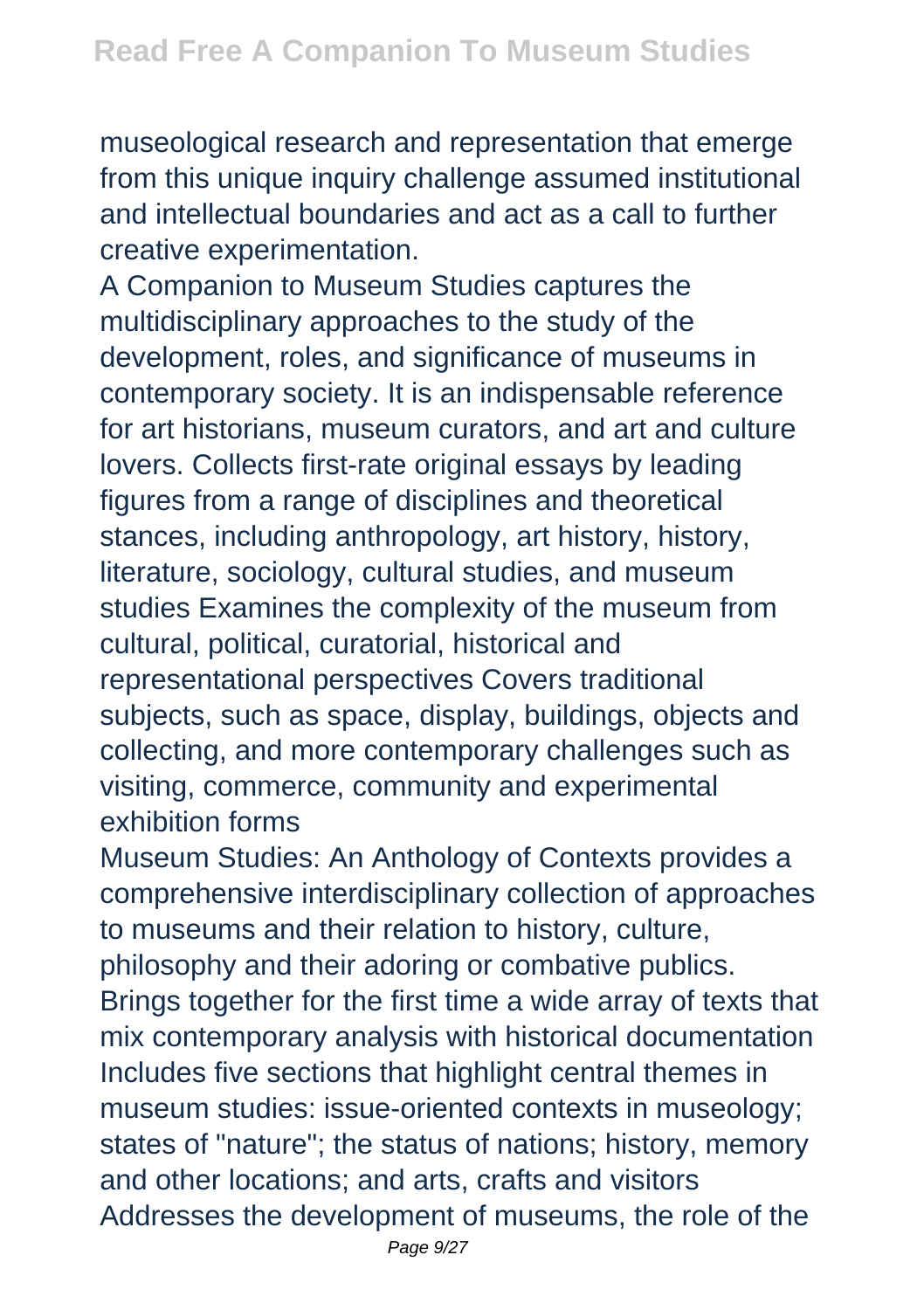museological research and representation that emerge from this unique inquiry challenge assumed institutional and intellectual boundaries and act as a call to further creative experimentation.

A Companion to Museum Studies captures the multidisciplinary approaches to the study of the development, roles, and significance of museums in contemporary society. It is an indispensable reference for art historians, museum curators, and art and culture lovers. Collects first-rate original essays by leading figures from a range of disciplines and theoretical stances, including anthropology, art history, history, literature, sociology, cultural studies, and museum studies Examines the complexity of the museum from cultural, political, curatorial, historical and representational perspectives Covers traditional subjects, such as space, display, buildings, objects and collecting, and more contemporary challenges such as visiting, commerce, community and experimental exhibition forms

Museum Studies: An Anthology of Contexts provides a comprehensive interdisciplinary collection of approaches to museums and their relation to history, culture, philosophy and their adoring or combative publics. Brings together for the first time a wide array of texts that mix contemporary analysis with historical documentation Includes five sections that highlight central themes in museum studies: issue-oriented contexts in museology; states of "nature"; the status of nations; history, memory and other locations; and arts, crafts and visitors Addresses the development of museums, the role of the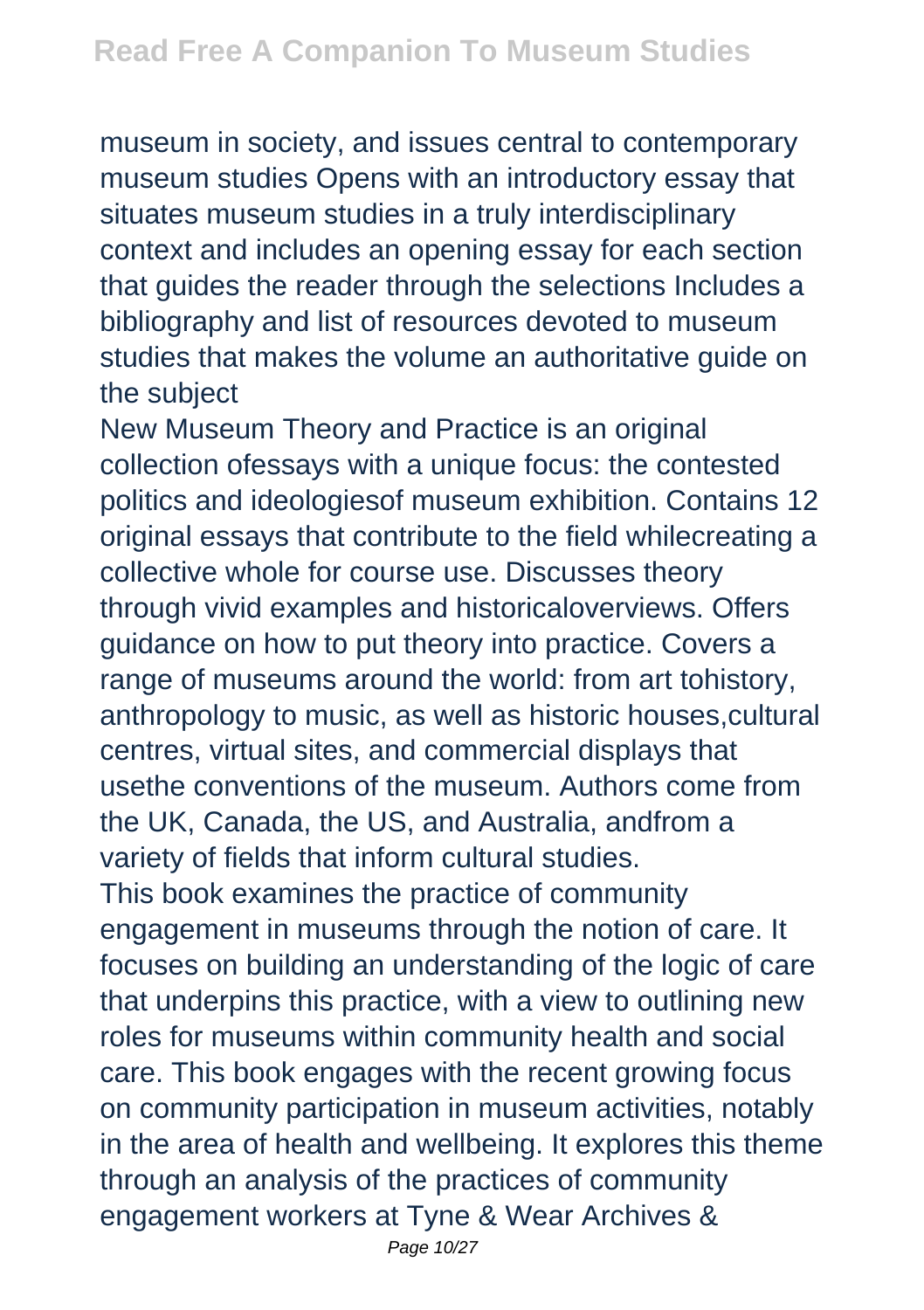museum in society, and issues central to contemporary museum studies Opens with an introductory essay that situates museum studies in a truly interdisciplinary context and includes an opening essay for each section that guides the reader through the selections Includes a bibliography and list of resources devoted to museum studies that makes the volume an authoritative guide on the subject

New Museum Theory and Practice is an original collection ofessays with a unique focus: the contested politics and ideologiesof museum exhibition. Contains 12 original essays that contribute to the field whilecreating a collective whole for course use. Discusses theory through vivid examples and historicaloverviews. Offers guidance on how to put theory into practice. Covers a range of museums around the world: from art tohistory, anthropology to music, as well as historic houses,cultural centres, virtual sites, and commercial displays that usethe conventions of the museum. Authors come from the UK, Canada, the US, and Australia, andfrom a variety of fields that inform cultural studies.

This book examines the practice of community engagement in museums through the notion of care. It focuses on building an understanding of the logic of care that underpins this practice, with a view to outlining new roles for museums within community health and social care. This book engages with the recent growing focus on community participation in museum activities, notably in the area of health and wellbeing. It explores this theme through an analysis of the practices of community engagement workers at Tyne & Wear Archives &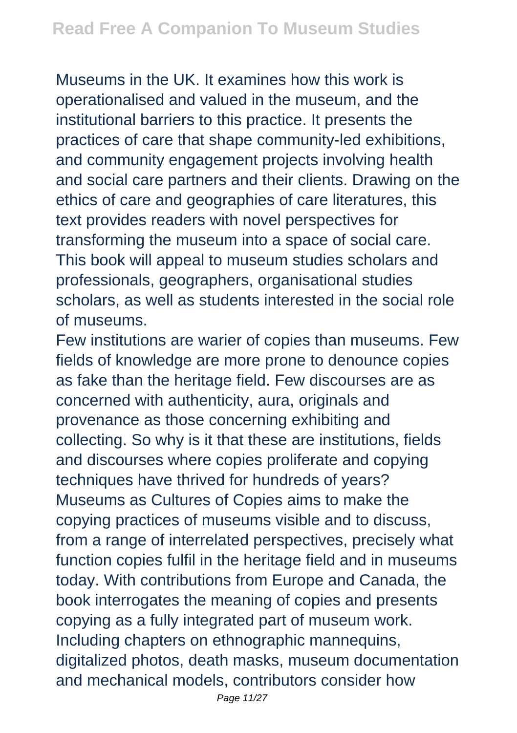Museums in the UK. It examines how this work is operationalised and valued in the museum, and the institutional barriers to this practice. It presents the practices of care that shape community-led exhibitions, and community engagement projects involving health and social care partners and their clients. Drawing on the ethics of care and geographies of care literatures, this text provides readers with novel perspectives for transforming the museum into a space of social care. This book will appeal to museum studies scholars and professionals, geographers, organisational studies scholars, as well as students interested in the social role of museums.

Few institutions are warier of copies than museums. Few fields of knowledge are more prone to denounce copies as fake than the heritage field. Few discourses are as concerned with authenticity, aura, originals and provenance as those concerning exhibiting and collecting. So why is it that these are institutions, fields and discourses where copies proliferate and copying techniques have thrived for hundreds of years? Museums as Cultures of Copies aims to make the copying practices of museums visible and to discuss, from a range of interrelated perspectives, precisely what function copies fulfil in the heritage field and in museums today. With contributions from Europe and Canada, the book interrogates the meaning of copies and presents copying as a fully integrated part of museum work. Including chapters on ethnographic mannequins, digitalized photos, death masks, museum documentation and mechanical models, contributors consider how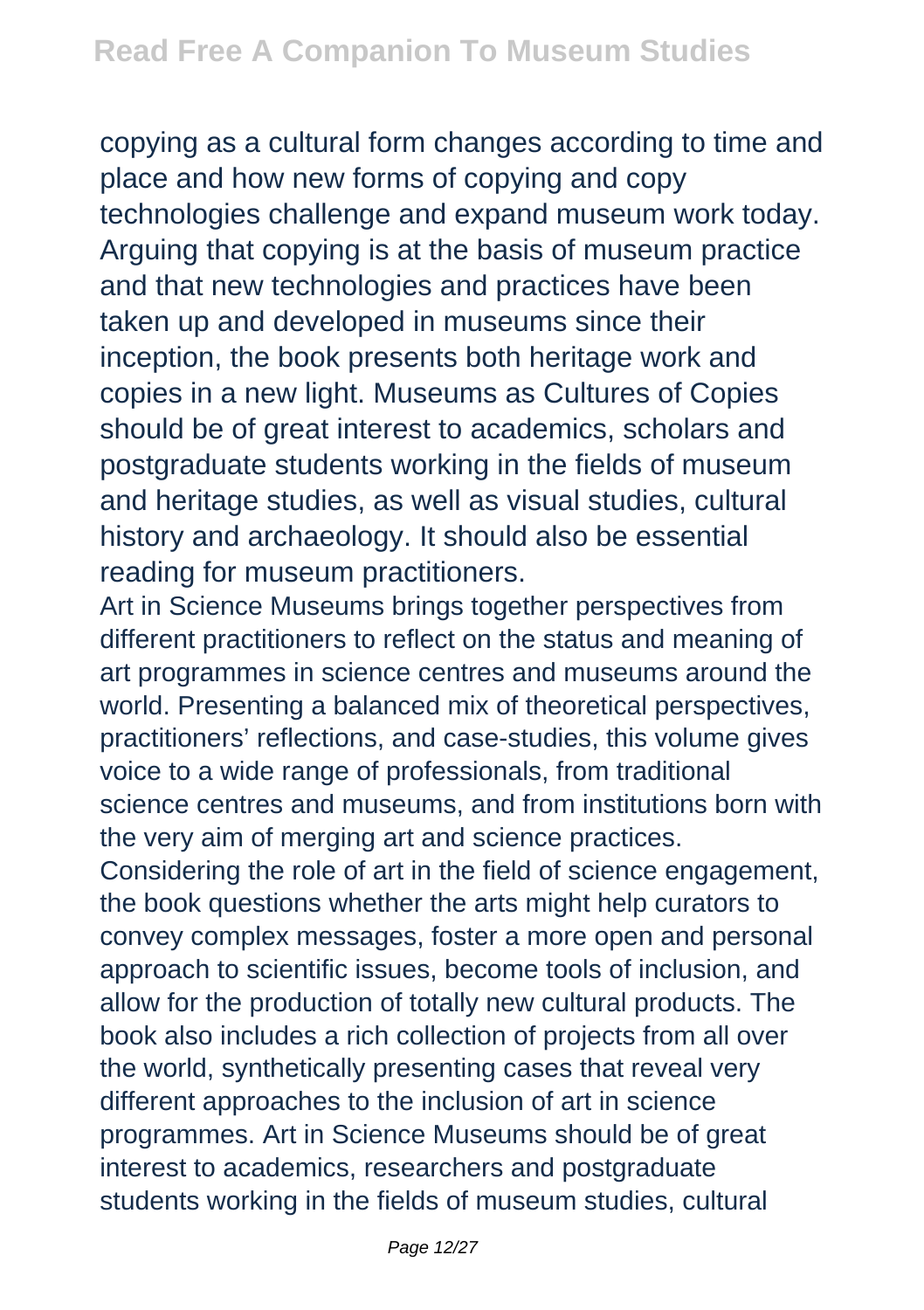copying as a cultural form changes according to time and place and how new forms of copying and copy technologies challenge and expand museum work today. Arguing that copying is at the basis of museum practice and that new technologies and practices have been taken up and developed in museums since their inception, the book presents both heritage work and copies in a new light. Museums as Cultures of Copies should be of great interest to academics, scholars and postgraduate students working in the fields of museum and heritage studies, as well as visual studies, cultural history and archaeology. It should also be essential reading for museum practitioners.

Art in Science Museums brings together perspectives from different practitioners to reflect on the status and meaning of art programmes in science centres and museums around the world. Presenting a balanced mix of theoretical perspectives, practitioners' reflections, and case-studies, this volume gives voice to a wide range of professionals, from traditional science centres and museums, and from institutions born with the very aim of merging art and science practices. Considering the role of art in the field of science engagement, the book questions whether the arts might help curators to convey complex messages, foster a more open and personal approach to scientific issues, become tools of inclusion, and allow for the production of totally new cultural products. The book also includes a rich collection of projects from all over the world, synthetically presenting cases that reveal very different approaches to the inclusion of art in science programmes. Art in Science Museums should be of great interest to academics, researchers and postgraduate students working in the fields of museum studies, cultural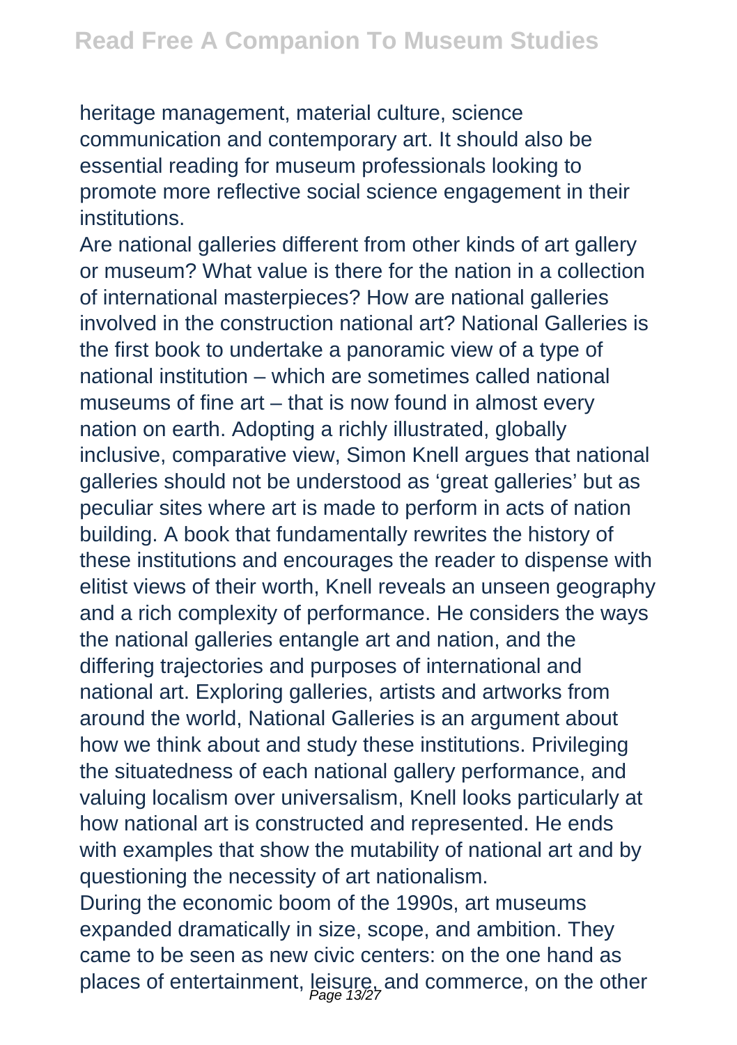heritage management, material culture, science communication and contemporary art. It should also be essential reading for museum professionals looking to promote more reflective social science engagement in their institutions.

Are national galleries different from other kinds of art gallery or museum? What value is there for the nation in a collection of international masterpieces? How are national galleries involved in the construction national art? National Galleries is the first book to undertake a panoramic view of a type of national institution – which are sometimes called national museums of fine art – that is now found in almost every nation on earth. Adopting a richly illustrated, globally inclusive, comparative view, Simon Knell argues that national galleries should not be understood as 'great galleries' but as peculiar sites where art is made to perform in acts of nation building. A book that fundamentally rewrites the history of these institutions and encourages the reader to dispense with elitist views of their worth, Knell reveals an unseen geography and a rich complexity of performance. He considers the ways the national galleries entangle art and nation, and the differing trajectories and purposes of international and national art. Exploring galleries, artists and artworks from around the world, National Galleries is an argument about how we think about and study these institutions. Privileging the situatedness of each national gallery performance, and valuing localism over universalism, Knell looks particularly at how national art is constructed and represented. He ends with examples that show the mutability of national art and by questioning the necessity of art nationalism.

During the economic boom of the 1990s, art museums expanded dramatically in size, scope, and ambition. They came to be seen as new civic centers: on the one hand as places of entertainment, leisure, and commerce, on the other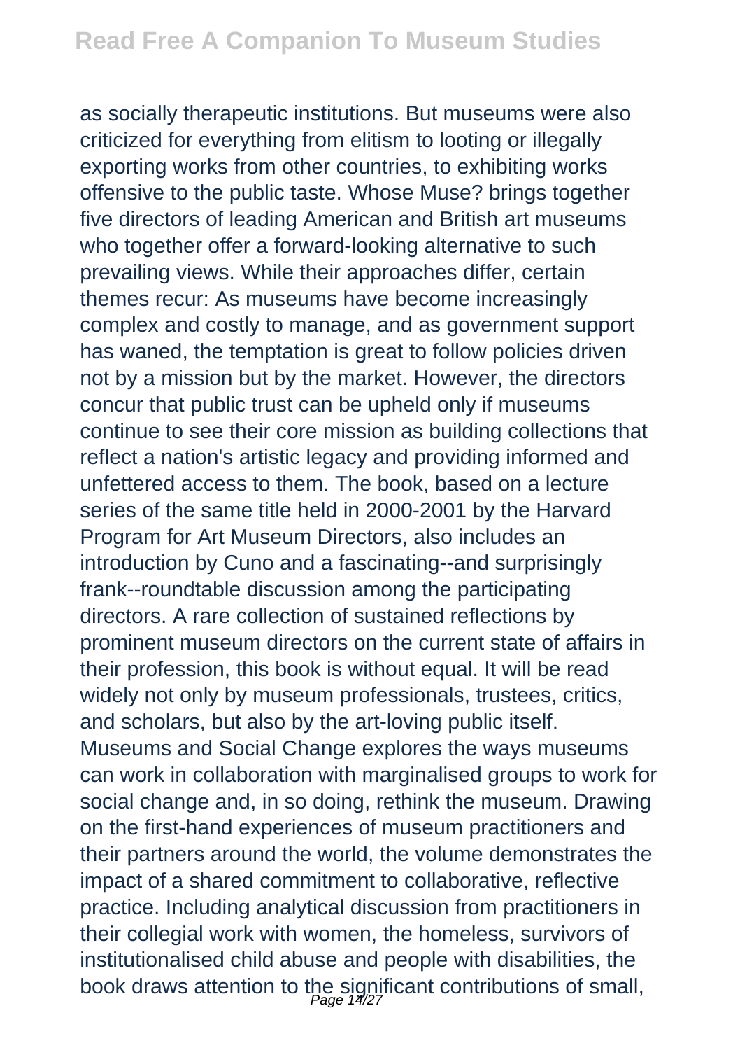as socially therapeutic institutions. But museums were also criticized for everything from elitism to looting or illegally exporting works from other countries, to exhibiting works offensive to the public taste. Whose Muse? brings together five directors of leading American and British art museums who together offer a forward-looking alternative to such prevailing views. While their approaches differ, certain themes recur: As museums have become increasingly complex and costly to manage, and as government support has waned, the temptation is great to follow policies driven not by a mission but by the market. However, the directors concur that public trust can be upheld only if museums continue to see their core mission as building collections that reflect a nation's artistic legacy and providing informed and unfettered access to them. The book, based on a lecture series of the same title held in 2000-2001 by the Harvard Program for Art Museum Directors, also includes an introduction by Cuno and a fascinating--and surprisingly frank--roundtable discussion among the participating directors. A rare collection of sustained reflections by prominent museum directors on the current state of affairs in their profession, this book is without equal. It will be read widely not only by museum professionals, trustees, critics, and scholars, but also by the art-loving public itself. Museums and Social Change explores the ways museums can work in collaboration with marginalised groups to work for social change and, in so doing, rethink the museum. Drawing on the first-hand experiences of museum practitioners and their partners around the world, the volume demonstrates the impact of a shared commitment to collaborative, reflective practice. Including analytical discussion from practitioners in their collegial work with women, the homeless, survivors of institutionalised child abuse and people with disabilities, the book draws attention to the significant contributions of small,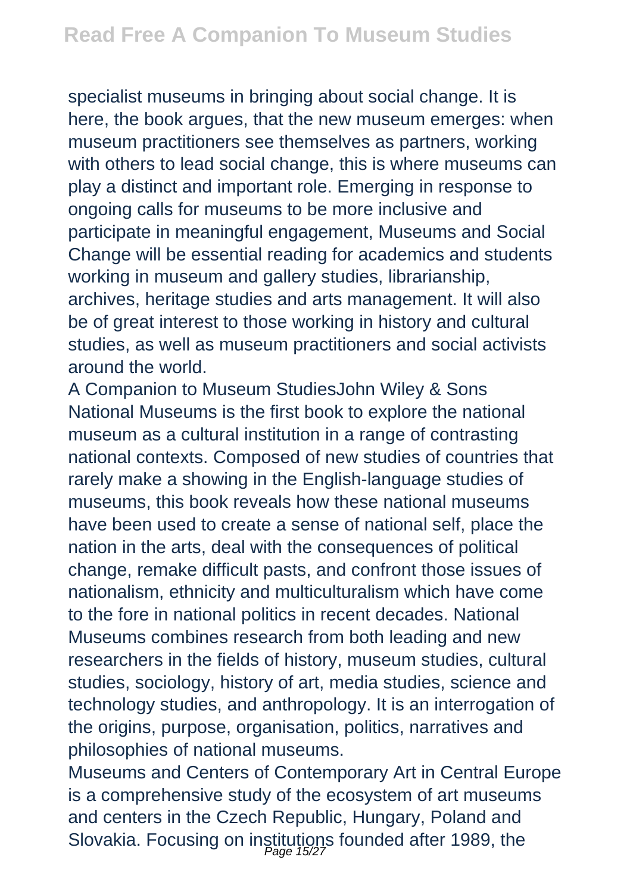specialist museums in bringing about social change. It is here, the book argues, that the new museum emerges: when museum practitioners see themselves as partners, working with others to lead social change, this is where museums can play a distinct and important role. Emerging in response to ongoing calls for museums to be more inclusive and participate in meaningful engagement, Museums and Social Change will be essential reading for academics and students working in museum and gallery studies, librarianship, archives, heritage studies and arts management. It will also be of great interest to those working in history and cultural studies, as well as museum practitioners and social activists around the world.

A Companion to Museum StudiesJohn Wiley & Sons

National Museums is the first book to explore the national museum as a cultural institution in a range of contrasting national contexts. Composed of new studies of countries that rarely make a showing in the English-language studies of museums, this book reveals how these national museums have been used to create a sense of national self, place the nation in the arts, deal with the consequences of political change, remake difficult pasts, and confront those issues of nationalism, ethnicity and multiculturalism which have come to the fore in national politics in recent decades. National Museums combines research from both leading and new researchers in the fields of history, museum studies, cultural studies, sociology, history of art, media studies, science and technology studies, and anthropology. It is an interrogation of the origins, purpose, organisation, politics, narratives and philosophies of national museums.

Museums and Centers of Contemporary Art in Central Europe is a comprehensive study of the ecosystem of art museums and centers in the Czech Republic, Hungary, Poland and Slovakia. Focusing on institutions founded after 1989, the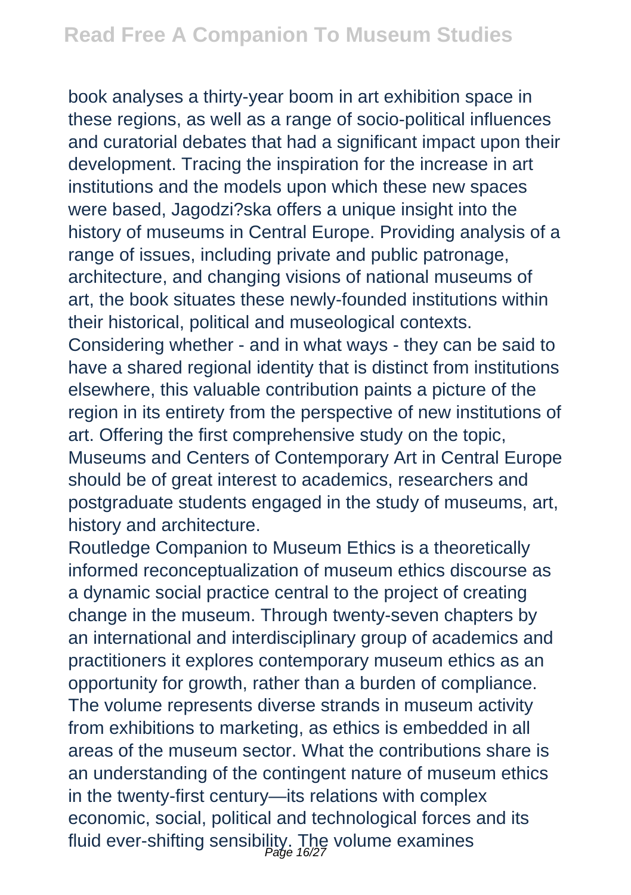book analyses a thirty-year boom in art exhibition space in these regions, as well as a range of socio-political influences and curatorial debates that had a significant impact upon their development. Tracing the inspiration for the increase in art institutions and the models upon which these new spaces were based, Jagodzi?ska offers a unique insight into the history of museums in Central Europe. Providing analysis of a range of issues, including private and public patronage, architecture, and changing visions of national museums of art, the book situates these newly-founded institutions within their historical, political and museological contexts. Considering whether - and in what ways - they can be said to have a shared regional identity that is distinct from institutions elsewhere, this valuable contribution paints a picture of the region in its entirety from the perspective of new institutions of art. Offering the first comprehensive study on the topic, Museums and Centers of Contemporary Art in Central Europe should be of great interest to academics, researchers and postgraduate students engaged in the study of museums, art, history and architecture.

Routledge Companion to Museum Ethics is a theoretically informed reconceptualization of museum ethics discourse as a dynamic social practice central to the project of creating change in the museum. Through twenty-seven chapters by an international and interdisciplinary group of academics and practitioners it explores contemporary museum ethics as an opportunity for growth, rather than a burden of compliance. The volume represents diverse strands in museum activity from exhibitions to marketing, as ethics is embedded in all areas of the museum sector. What the contributions share is an understanding of the contingent nature of museum ethics in the twenty-first century—its relations with complex economic, social, political and technological forces and its fluid ever-shifting sensibility. The volume examines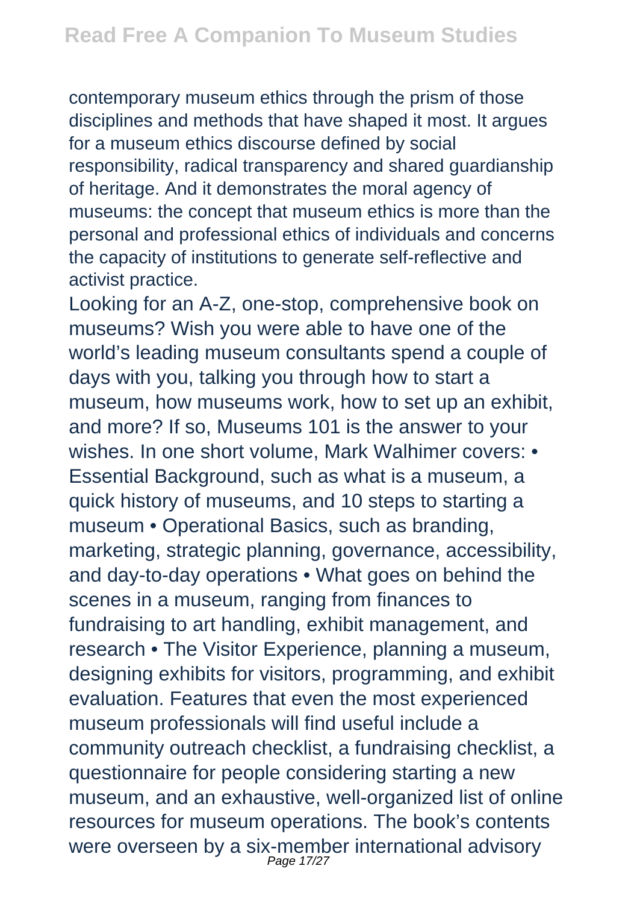contemporary museum ethics through the prism of those disciplines and methods that have shaped it most. It argues for a museum ethics discourse defined by social responsibility, radical transparency and shared guardianship of heritage. And it demonstrates the moral agency of museums: the concept that museum ethics is more than the personal and professional ethics of individuals and concerns the capacity of institutions to generate self-reflective and activist practice.

Looking for an A-Z, one-stop, comprehensive book on museums? Wish you were able to have one of the world's leading museum consultants spend a couple of days with you, talking you through how to start a museum, how museums work, how to set up an exhibit, and more? If so, Museums 101 is the answer to your wishes. In one short volume, Mark Walhimer covers: • Essential Background, such as what is a museum, a quick history of museums, and 10 steps to starting a museum • Operational Basics, such as branding, marketing, strategic planning, governance, accessibility, and day-to-day operations • What goes on behind the scenes in a museum, ranging from finances to fundraising to art handling, exhibit management, and research • The Visitor Experience, planning a museum, designing exhibits for visitors, programming, and exhibit evaluation. Features that even the most experienced museum professionals will find useful include a community outreach checklist, a fundraising checklist, a questionnaire for people considering starting a new museum, and an exhaustive, well-organized list of online resources for museum operations. The book's contents were overseen by a six-member international advisory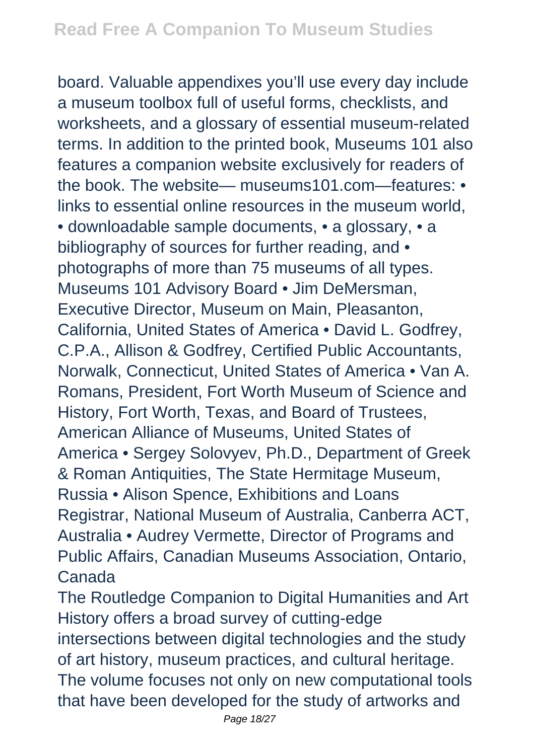board. Valuable appendixes you'll use every day include a museum toolbox full of useful forms, checklists, and worksheets, and a glossary of essential museum-related terms. In addition to the printed book, Museums 101 also features a companion website exclusively for readers of the book. The website— museums101.com—features: • links to essential online resources in the museum world, • downloadable sample documents, • a glossary, • a bibliography of sources for further reading, and • photographs of more than 75 museums of all types. Museums 101 Advisory Board • Jim DeMersman, Executive Director, Museum on Main, Pleasanton, California, United States of America • David L. Godfrey, C.P.A., Allison & Godfrey, Certified Public Accountants, Norwalk, Connecticut, United States of America • Van A. Romans, President, Fort Worth Museum of Science and History, Fort Worth, Texas, and Board of Trustees, American Alliance of Museums, United States of America • Sergey Solovyev, Ph.D., Department of Greek & Roman Antiquities, The State Hermitage Museum, Russia • Alison Spence, Exhibitions and Loans Registrar, National Museum of Australia, Canberra ACT, Australia • Audrey Vermette, Director of Programs and Public Affairs, Canadian Museums Association, Ontario, Canada

The Routledge Companion to Digital Humanities and Art History offers a broad survey of cutting-edge intersections between digital technologies and the study of art history, museum practices, and cultural heritage. The volume focuses not only on new computational tools that have been developed for the study of artworks and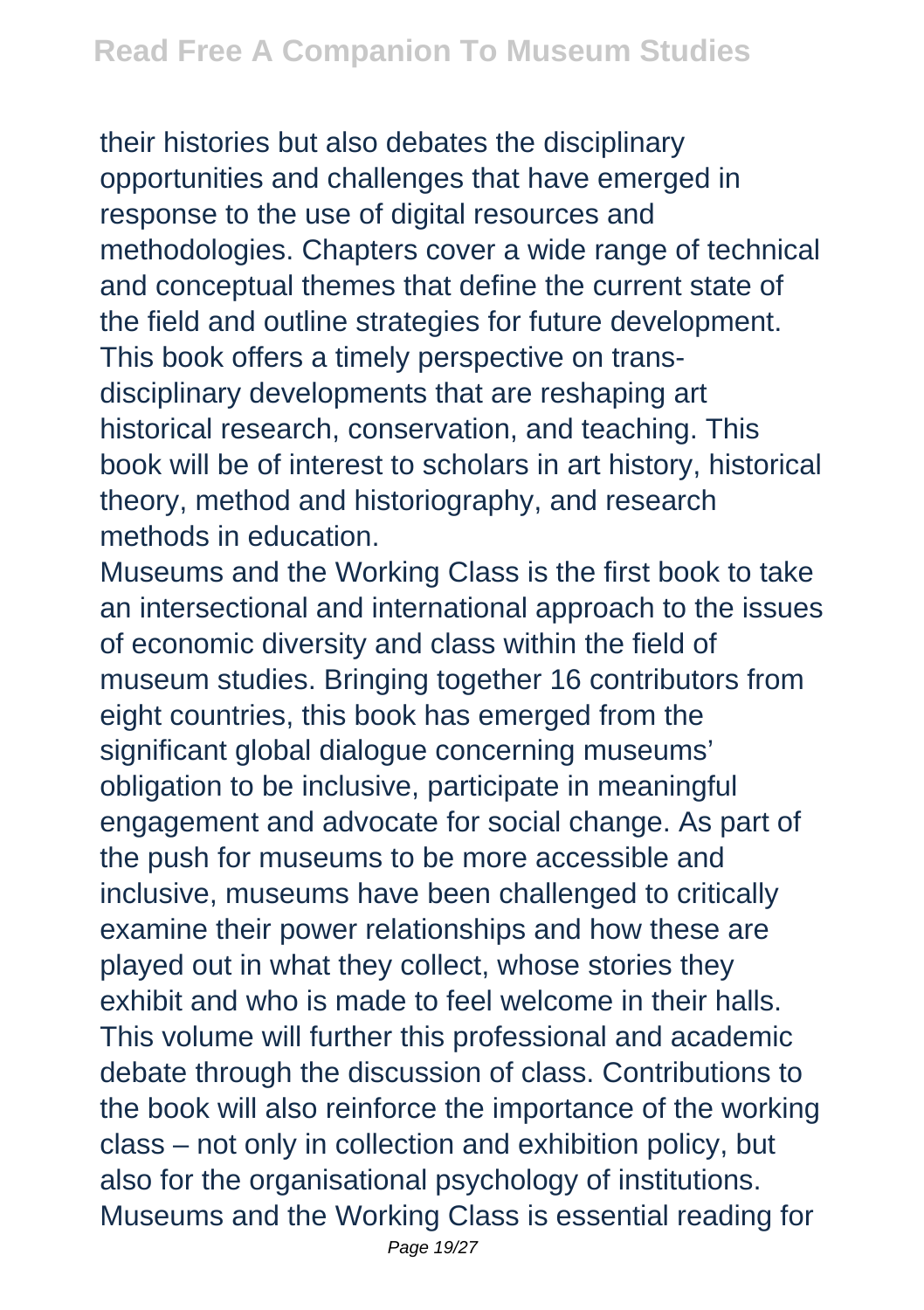their histories but also debates the disciplinary opportunities and challenges that have emerged in response to the use of digital resources and methodologies. Chapters cover a wide range of technical and conceptual themes that define the current state of the field and outline strategies for future development. This book offers a timely perspective on trans-disciplinary developments that are reshaping art historical research, conservation, and teaching. This book will be of interest to scholars in art history, historical theory, method and historiography, and research methods in education.

Museums and the Working Class is the first book to take an intersectional and international approach to the issues of economic diversity and class within the field of museum studies. Bringing together 16 contributors from eight countries, this book has emerged from the significant global dialogue concerning museums' obligation to be inclusive, participate in meaningful engagement and advocate for social change. As part of the push for museums to be more accessible and inclusive, museums have been challenged to critically examine their power relationships and how these are played out in what they collect, whose stories they exhibit and who is made to feel welcome in their halls. This volume will further this professional and academic debate through the discussion of class. Contributions to the book will also reinforce the importance of the working class – not only in collection and exhibition policy, but also for the organisational psychology of institutions. Museums and the Working Class is essential reading for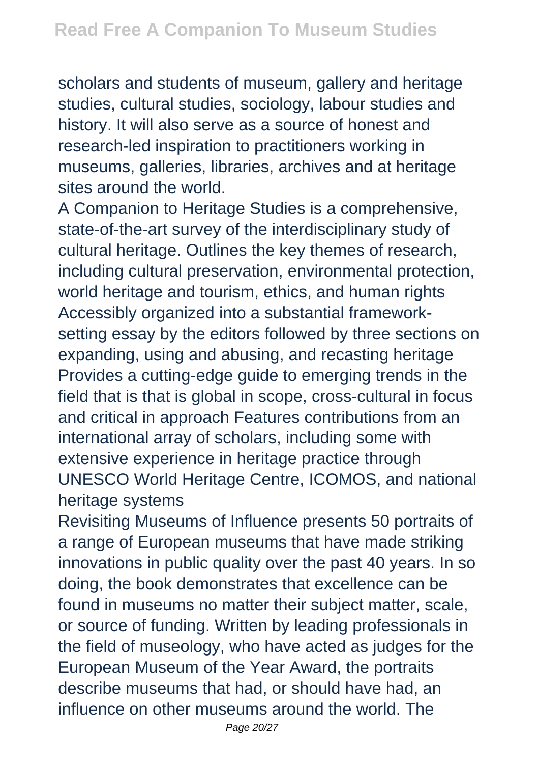scholars and students of museum, gallery and heritage studies, cultural studies, sociology, labour studies and history. It will also serve as a source of honest and research-led inspiration to practitioners working in museums, galleries, libraries, archives and at heritage sites around the world.

A Companion to Heritage Studies is a comprehensive, state-of-the-art survey of the interdisciplinary study of cultural heritage. Outlines the key themes of research, including cultural preservation, environmental protection, world heritage and tourism, ethics, and human rights Accessibly organized into a substantial framework-setting essay by the editors followed by three sections on expanding, using and abusing, and recasting heritage Provides a cutting-edge guide to emerging trends in the field that is that is global in scope, cross-cultural in focus and critical in approach Features contributions from an international array of scholars, including some with extensive experience in heritage practice through UNESCO World Heritage Centre, ICOMOS, and national heritage systems

Revisiting Museums of Influence presents 50 portraits of a range of European museums that have made striking innovations in public quality over the past 40 years. In so doing, the book demonstrates that excellence can be found in museums no matter their subject matter, scale, or source of funding. Written by leading professionals in the field of museology, who have acted as judges for the European Museum of the Year Award, the portraits describe museums that had, or should have had, an influence on other museums around the world. The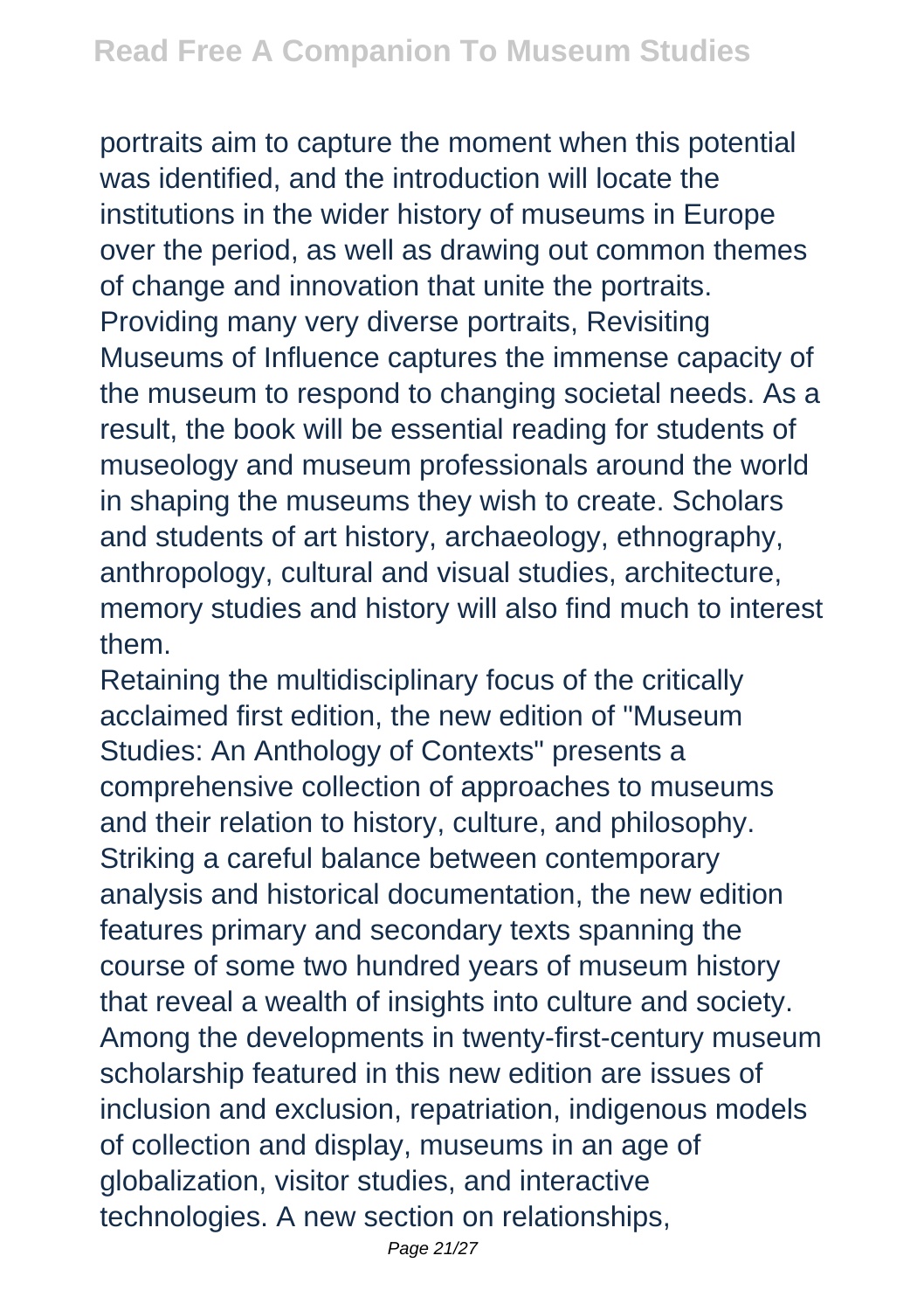portraits aim to capture the moment when this potential was identified, and the introduction will locate the institutions in the wider history of museums in Europe over the period, as well as drawing out common themes of change and innovation that unite the portraits. Providing many very diverse portraits, Revisiting Museums of Influence captures the immense capacity of the museum to respond to changing societal needs. As a result, the book will be essential reading for students of museology and museum professionals around the world in shaping the museums they wish to create. Scholars and students of art history, archaeology, ethnography, anthropology, cultural and visual studies, architecture, memory studies and history will also find much to interest them.

Retaining the multidisciplinary focus of the critically acclaimed first edition, the new edition of "Museum Studies: An Anthology of Contexts" presents a comprehensive collection of approaches to museums and their relation to history, culture, and philosophy. Striking a careful balance between contemporary analysis and historical documentation, the new edition features primary and secondary texts spanning the course of some two hundred years of museum history that reveal a wealth of insights into culture and society. Among the developments in twenty-first-century museum scholarship featured in this new edition are issues of inclusion and exclusion, repatriation, indigenous models of collection and display, museums in an age of globalization, visitor studies, and interactive technologies. A new section on relationships,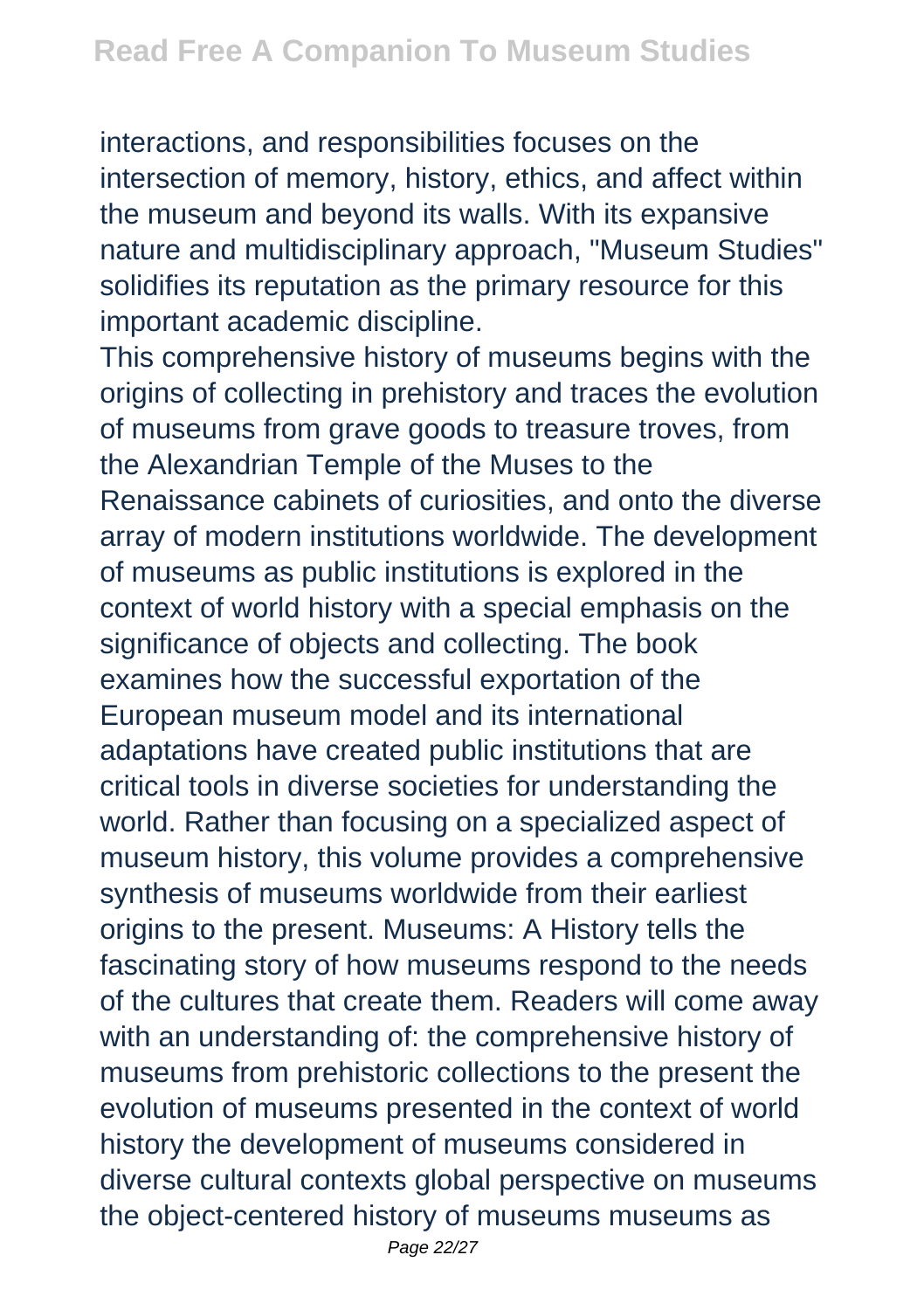interactions, and responsibilities focuses on the intersection of memory, history, ethics, and affect within the museum and beyond its walls. With its expansive nature and multidisciplinary approach, "Museum Studies" solidifies its reputation as the primary resource for this important academic discipline.

This comprehensive history of museums begins with the origins of collecting in prehistory and traces the evolution of museums from grave goods to treasure troves, from the Alexandrian Temple of the Muses to the Renaissance cabinets of curiosities, and onto the diverse array of modern institutions worldwide. The development of museums as public institutions is explored in the context of world history with a special emphasis on the significance of objects and collecting. The book examines how the successful exportation of the European museum model and its international adaptations have created public institutions that are critical tools in diverse societies for understanding the world. Rather than focusing on a specialized aspect of museum history, this volume provides a comprehensive synthesis of museums worldwide from their earliest origins to the present. Museums: A History tells the fascinating story of how museums respond to the needs of the cultures that create them. Readers will come away with an understanding of: the comprehensive history of museums from prehistoric collections to the present the evolution of museums presented in the context of world history the development of museums considered in diverse cultural contexts global perspective on museums the object-centered history of museums museums as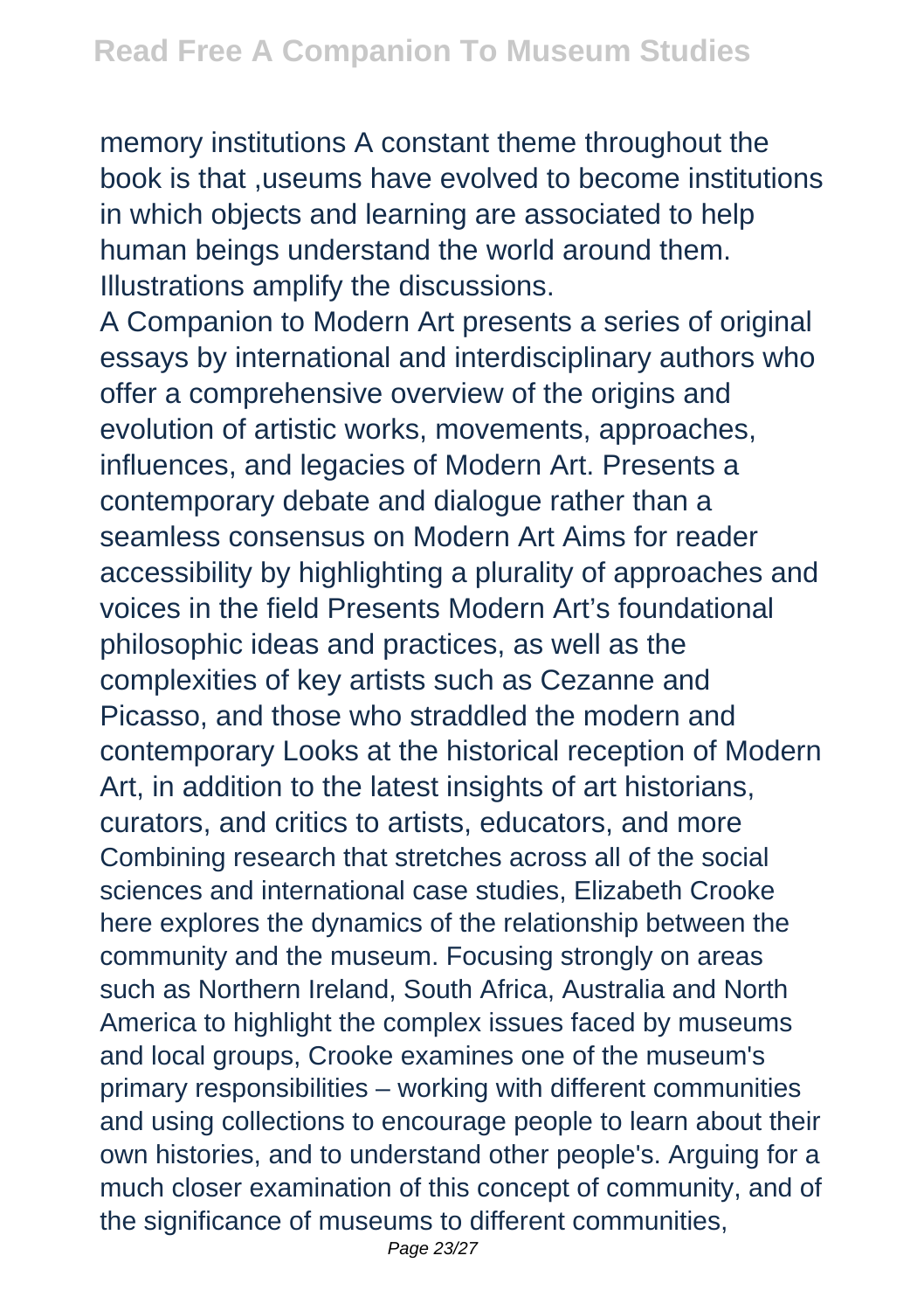memory institutions A constant theme throughout the book is that ,useums have evolved to become institutions in which objects and learning are associated to help human beings understand the world around them. Illustrations amplify the discussions.

A Companion to Modern Art presents a series of original essays by international and interdisciplinary authors who offer a comprehensive overview of the origins and evolution of artistic works, movements, approaches, influences, and legacies of Modern Art. Presents a contemporary debate and dialogue rather than a seamless consensus on Modern Art Aims for reader accessibility by highlighting a plurality of approaches and voices in the field Presents Modern Art's foundational philosophic ideas and practices, as well as the complexities of key artists such as Cezanne and Picasso, and those who straddled the modern and contemporary Looks at the historical reception of Modern Art, in addition to the latest insights of art historians, curators, and critics to artists, educators, and more

Combining research that stretches across all of the social sciences and international case studies, Elizabeth Crooke here explores the dynamics of the relationship between the community and the museum. Focusing strongly on areas such as Northern Ireland, South Africa, Australia and North America to highlight the complex issues faced by museums and local groups, Crooke examines one of the museum's primary responsibilities – working with different communities and using collections to encourage people to learn about their own histories, and to understand other people's. Arguing for a much closer examination of this concept of community, and of the significance of museums to different communities,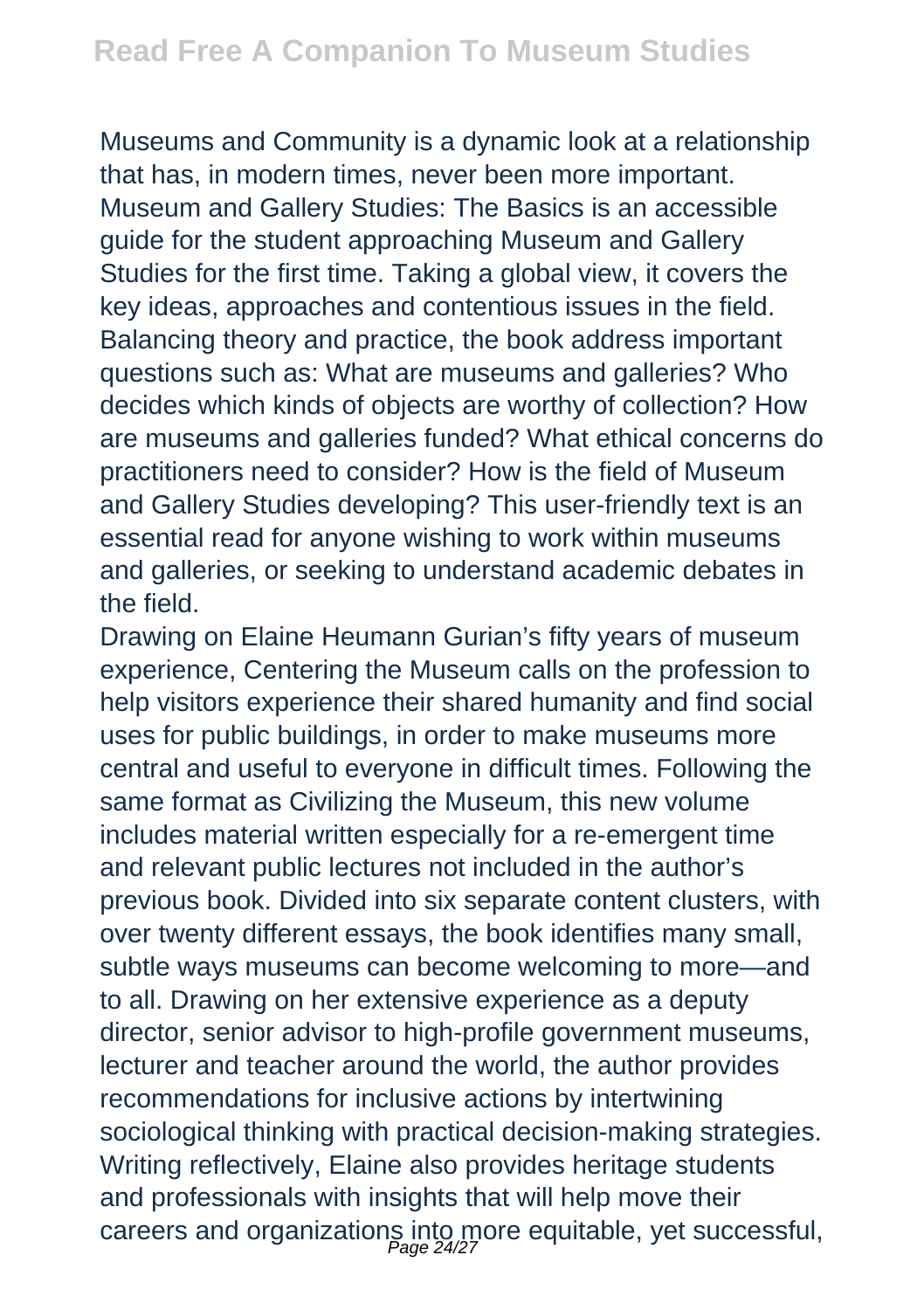Museums and Community is a dynamic look at a relationship that has, in modern times, never been more important. Museum and Gallery Studies: The Basics is an accessible guide for the student approaching Museum and Gallery Studies for the first time. Taking a global view, it covers the key ideas, approaches and contentious issues in the field. Balancing theory and practice, the book address important questions such as: What are museums and galleries? Who decides which kinds of objects are worthy of collection? How are museums and galleries funded? What ethical concerns do practitioners need to consider? How is the field of Museum and Gallery Studies developing? This user-friendly text is an essential read for anyone wishing to work within museums and galleries, or seeking to understand academic debates in the field.

Drawing on Elaine Heumann Gurian's fifty years of museum experience, Centering the Museum calls on the profession to help visitors experience their shared humanity and find social uses for public buildings, in order to make museums more central and useful to everyone in difficult times. Following the same format as Civilizing the Museum, this new volume includes material written especially for a re-emergent time and relevant public lectures not included in the author's previous book. Divided into six separate content clusters, with over twenty different essays, the book identifies many small, subtle ways museums can become welcoming to more—and to all. Drawing on her extensive experience as a deputy director, senior advisor to high-profile government museums, lecturer and teacher around the world, the author provides recommendations for inclusive actions by intertwining sociological thinking with practical decision-making strategies. Writing reflectively, Elaine also provides heritage students and professionals with insights that will help move their careers and organizations into more equitable, yet successful,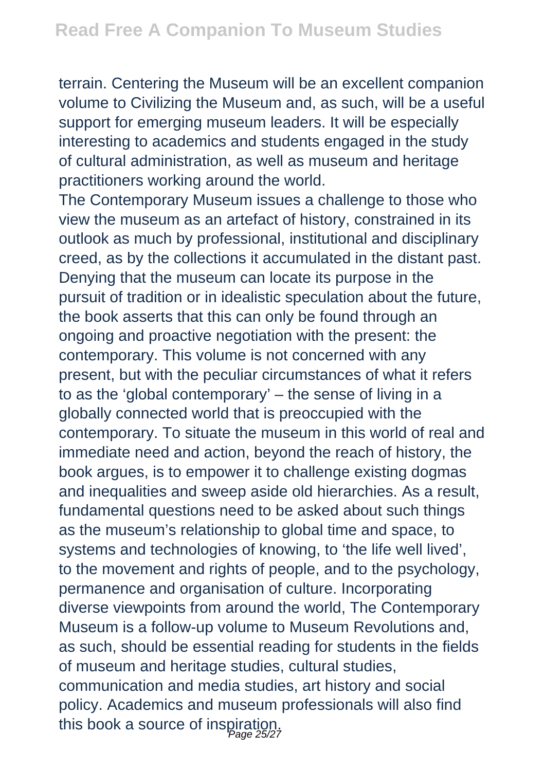terrain. Centering the Museum will be an excellent companion volume to Civilizing the Museum and, as such, will be a useful support for emerging museum leaders. It will be especially interesting to academics and students engaged in the study of cultural administration, as well as museum and heritage practitioners working around the world.

The Contemporary Museum issues a challenge to those who view the museum as an artefact of history, constrained in its outlook as much by professional, institutional and disciplinary creed, as by the collections it accumulated in the distant past. Denying that the museum can locate its purpose in the pursuit of tradition or in idealistic speculation about the future, the book asserts that this can only be found through an ongoing and proactive negotiation with the present: the contemporary. This volume is not concerned with any present, but with the peculiar circumstances of what it refers to as the 'global contemporary' – the sense of living in a globally connected world that is preoccupied with the contemporary. To situate the museum in this world of real and immediate need and action, beyond the reach of history, the book argues, is to empower it to challenge existing dogmas and inequalities and sweep aside old hierarchies. As a result, fundamental questions need to be asked about such things as the museum's relationship to global time and space, to systems and technologies of knowing, to 'the life well lived', to the movement and rights of people, and to the psychology, permanence and organisation of culture. Incorporating diverse viewpoints from around the world, The Contemporary Museum is a follow-up volume to Museum Revolutions and, as such, should be essential reading for students in the fields of museum and heritage studies, cultural studies, communication and media studies, art history and social policy. Academics and museum professionals will also find this book a source of inspiration.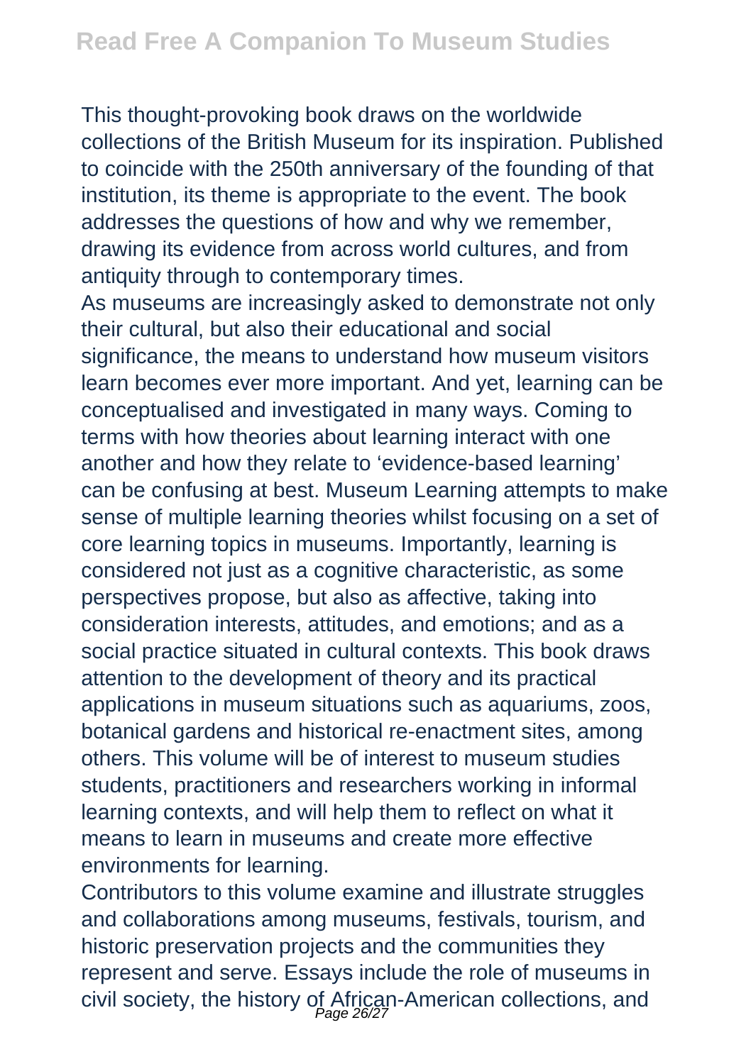This thought-provoking book draws on the worldwide collections of the British Museum for its inspiration. Published to coincide with the 250th anniversary of the founding of that institution, its theme is appropriate to the event. The book addresses the questions of how and why we remember, drawing its evidence from across world cultures, and from antiquity through to contemporary times.

As museums are increasingly asked to demonstrate not only their cultural, but also their educational and social significance, the means to understand how museum visitors learn becomes ever more important. And yet, learning can be conceptualised and investigated in many ways. Coming to terms with how theories about learning interact with one another and how they relate to 'evidence-based learning' can be confusing at best. Museum Learning attempts to make sense of multiple learning theories whilst focusing on a set of core learning topics in museums. Importantly, learning is considered not just as a cognitive characteristic, as some perspectives propose, but also as affective, taking into consideration interests, attitudes, and emotions; and as a social practice situated in cultural contexts. This book draws attention to the development of theory and its practical applications in museum situations such as aquariums, zoos, botanical gardens and historical re-enactment sites, among others. This volume will be of interest to museum studies students, practitioners and researchers working in informal learning contexts, and will help them to reflect on what it means to learn in museums and create more effective environments for learning.

Contributors to this volume examine and illustrate struggles and collaborations among museums, festivals, tourism, and historic preservation projects and the communities they represent and serve. Essays include the role of museums in civil society, the history of African-American collections, and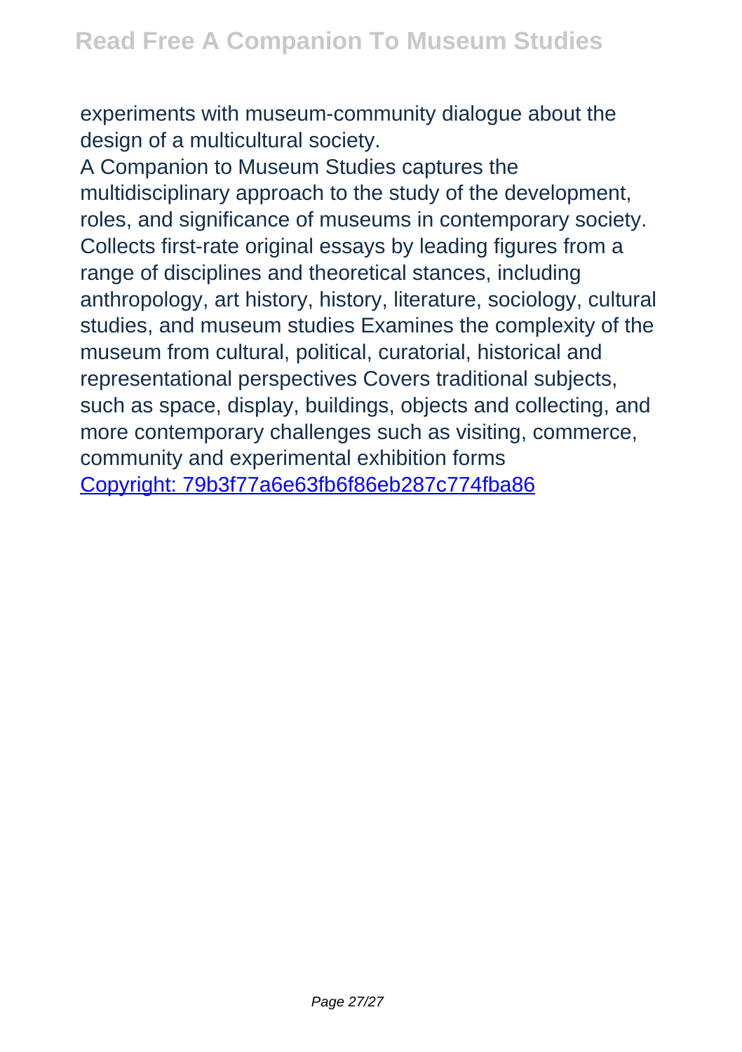experiments with museum-community dialogue about the design of a multicultural society.

A Companion to Museum Studies captures the multidisciplinary approach to the study of the development, roles, and significance of museums in contemporary society. Collects first-rate original essays by leading figures from a range of disciplines and theoretical stances, including anthropology, art history, history, literature, sociology, cultural studies, and museum studies Examines the complexity of the museum from cultural, political, curatorial, historical and representational perspectives Covers traditional subjects, such as space, display, buildings, objects and collecting, and more contemporary challenges such as visiting, commerce, community and experimental exhibition forms

Copyright: 79b3f77a6e63fb6f86eb287c774fba86